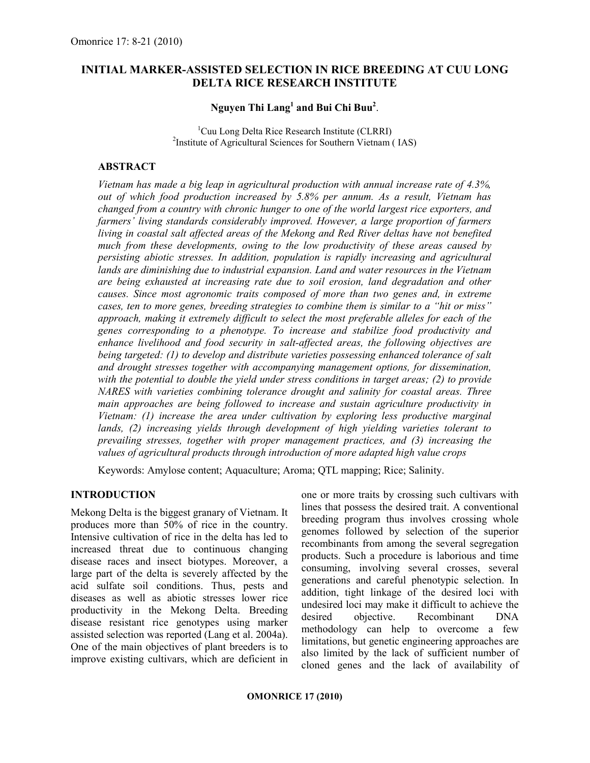# INITIAL MARKER-ASSISTED SELECTION IN RICE BREEDING AT CUU LONG DELTA RICE RESEARCH INSTITUTE

**Nguyen Thi Lang[1] and Bui Chi Buu[2]**.

[1]Cuu Long Delta Rice Research Institute (CLRRI)
[2]Institute of Agricultural Sciences for Southern Vietnam ( IAS)

## ABSTRACT

*Vietnam has made a big leap in agricultural production with annual increase rate of 4.3%, out of which food production increased by 5.8% per annum. As a result, Vietnam has changed from a country with chronic hunger to one of the world largest rice exporters, and farmers' living standards considerably improved. However, a large proportion of farmers living in coastal salt affected areas of the Mekong and Red River deltas have not benefited much from these developments, owing to the low productivity of these areas caused by persisting abiotic stresses. In addition, population is rapidly increasing and agricultural lands are diminishing due to industrial expansion. Land and water resources in the Vietnam are being exhausted at increasing rate due to soil erosion, land degradation and other causes. Since most agronomic traits composed of more than two genes and, in extreme cases, ten to more genes, breeding strategies to combine them is similar to a "hit or miss" approach, making it extremely difficult to select the most preferable alleles for each of the genes corresponding to a phenotype. To increase and stabilize food productivity and enhance livelihood and food security in salt-affected areas, the following objectives are being targeted: (1) to develop and distribute varieties possessing enhanced tolerance of salt and drought stresses together with accompanying management options, for dissemination, with the potential to double the yield under stress conditions in target areas; (2) to provide NARES with varieties combining tolerance drought and salinity for coastal areas. Three main approaches are being followed to increase and sustain agriculture productivity in Vietnam: (1) increase the area under cultivation by exploring less productive marginal lands, (2) increasing yields through development of high yielding varieties tolerant to prevailing stresses, together with proper management practices, and (3) increasing the values of agricultural products through introduction of more adapted high value crops*

Keywords: Amylose content; Aquaculture; Aroma; QTL mapping; Rice; Salinity.

## INTRODUCTION

Mekong Delta is the biggest granary of Vietnam. It produces more than 50% of rice in the country. Intensive cultivation of rice in the delta has led to increased threat due to continuous changing disease races and insect biotypes. Moreover, a large part of the delta is severely affected by the acid sulfate soil conditions. Thus, pests and diseases as well as abiotic stresses lower rice productivity in the Mekong Delta. Breeding disease resistant rice genotypes using marker assisted selection was reported (Lang et al. 2004a). One of the main objectives of plant breeders is to improve existing cultivars, which are deficient in one or more traits by crossing such cultivars with lines that possess the desired trait. A conventional breeding program thus involves crossing whole genomes followed by selection of the superior recombinants from among the several segregation products. Such a procedure is laborious and time consuming, involving several crosses, several generations and careful phenotypic selection. In addition, tight linkage of the desired loci with undesired loci may make it difficult to achieve the desired objective. Recombinant DNA methodology can help to overcome a few limitations, but genetic engineering approaches are also limited by the lack of sufficient number of cloned genes and the lack of availability of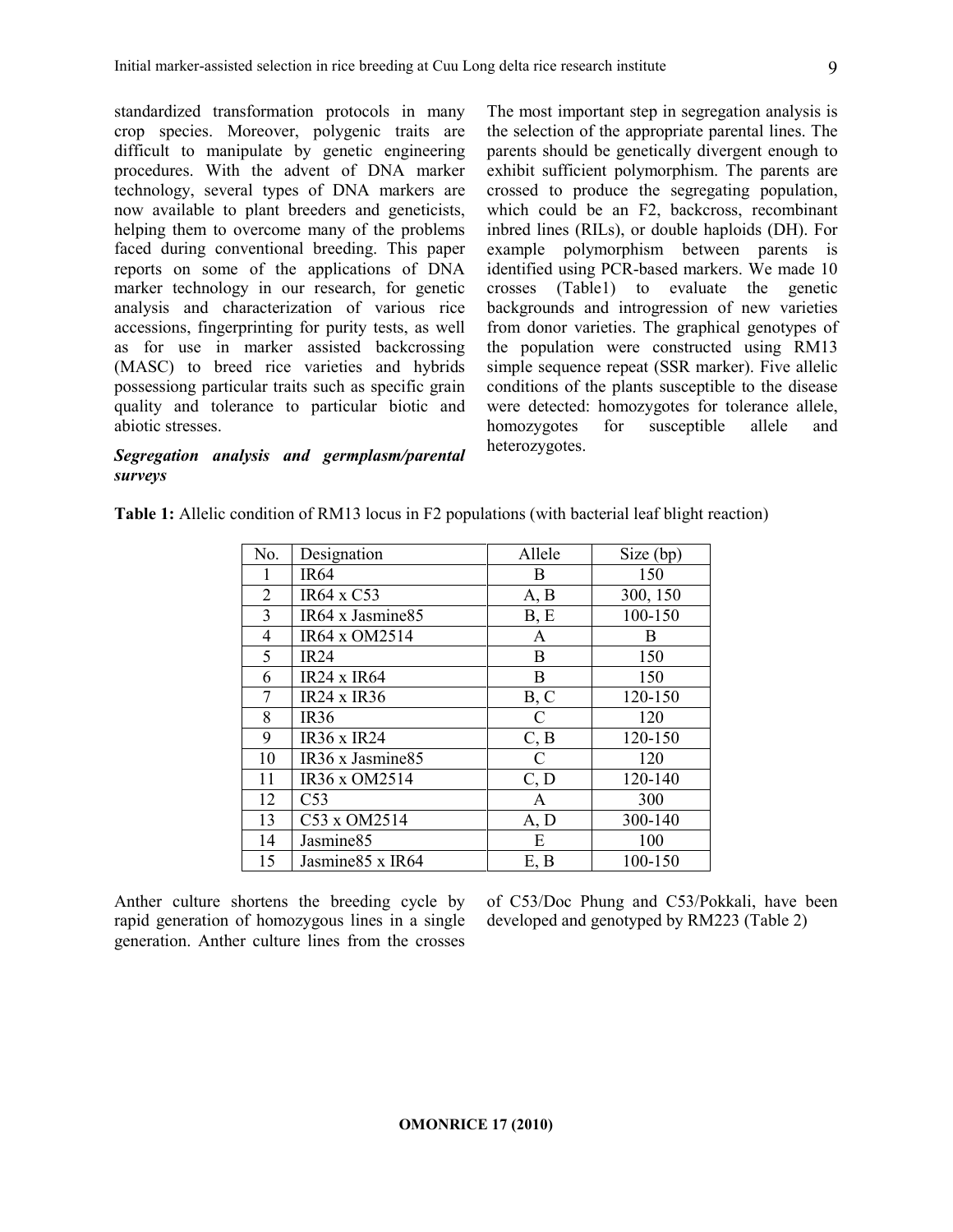standardized transformation protocols in many crop species. Moreover, polygenic traits are difficult to manipulate by genetic engineering procedures. With the advent of DNA marker technology, several types of DNA markers are now available to plant breeders and geneticists, helping them to overcome many of the problems faced during conventional breeding. This paper reports on some of the applications of DNA marker technology in our research, for genetic analysis and characterization of various rice accessions, fingerprinting for purity tests, as well as for use in marker assisted backcrossing (MASC) to breed rice varieties and hybrids possessiong particular traits such as specific grain quality and tolerance to particular biotic and abiotic stresses.

***Segregation analysis and germplasm/parental surveys***

The most important step in segregation analysis is the selection of the appropriate parental lines. The parents should be genetically divergent enough to exhibit sufficient polymorphism. The parents are crossed to produce the segregating population, which could be an F2, backcross, recombinant inbred lines (RILs), or double haploids (DH). For example polymorphism between parents is identified using PCR-based markers. We made 10 crosses (Table1) to evaluate the genetic backgrounds and introgression of new varieties from donor varieties. The graphical genotypes of the population were constructed using RM13 simple sequence repeat (SSR marker). Five allelic conditions of the plants susceptible to the disease were detected: homozygotes for tolerance allele, homozygotes for susceptible allele and heterozygotes.

**Table 1:** Allelic condition of RM13 locus in F2 populations (with bacterial leaf blight reaction)

| No. | Designation | Allele | Size (bp) |
|---|---|---|---|
| 1 | IR64 | B | 150 |
| 2 | IR64 x C53 | A, B | 300, 150 |
| 3 | IR64 x Jasmine85 | B, E | 100-150 |
| 4 | IR64 x OM2514 | A | B |
| 5 | IR24 | B | 150 |
| 6 | IR24 x IR64 | B | 150 |
| 7 | IR24 x IR36 | B, C | 120-150 |
| 8 | IR36 | C | 120 |
| 9 | IR36 x IR24 | C, B | 120-150 |
| 10 | IR36 x Jasmine85 | C | 120 |
| 11 | IR36 x OM2514 | C, D | 120-140 |
| 12 | C53 | A | 300 |
| 13 | C53 x OM2514 | A, D | 300-140 |
| 14 | Jasmine85 | E | 100 |
| 15 | Jasmine85 x IR64 | E, B | 100-150 |

Anther culture shortens the breeding cycle by rapid generation of homozygous lines in a single generation. Anther culture lines from the crosses of C53/Doc Phung and C53/Pokkali, have been developed and genotyped by RM223 (Table 2)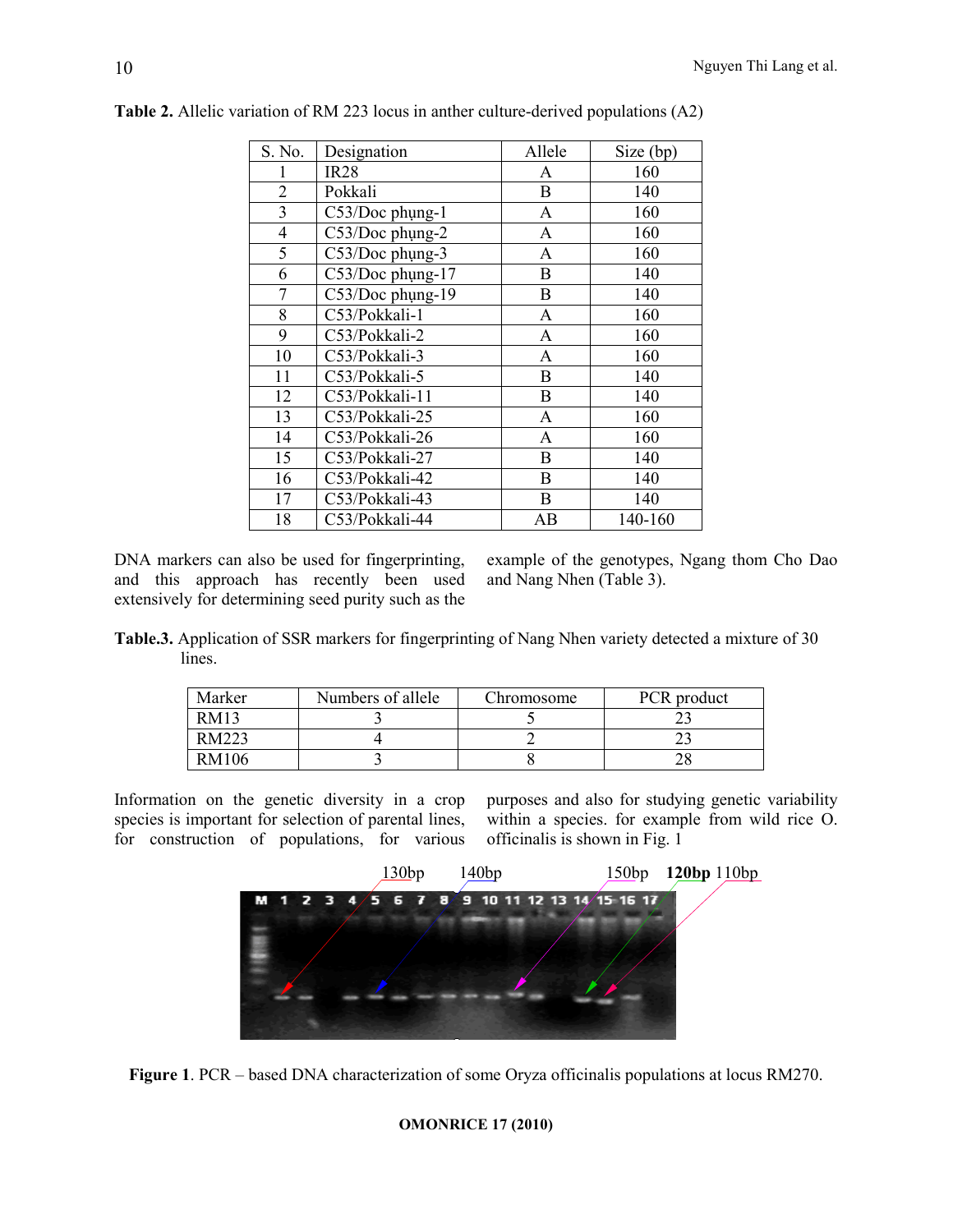**Table 2.** Allelic variation of RM 223 locus in anther culture-derived populations (A2)

| S. No. | Designation | Allele | Size (bp) |
|---|---|---|---|
| 1 | IR28 | A | 160 |
| 2 | Pokkali | B | 140 |
| 3 | C53/Doc phụng-1 | A | 160 |
| 4 | C53/Doc phụng-2 | A | 160 |
| 5 | C53/Doc phụng-3 | A | 160 |
| 6 | C53/Doc phụng-17 | B | 140 |
| 7 | C53/Doc phụng-19 | B | 140 |
| 8 | C53/Pokkali-1 | A | 160 |
| 9 | C53/Pokkali-2 | A | 160 |
| 10 | C53/Pokkali-3 | A | 160 |
| 11 | C53/Pokkali-5 | B | 140 |
| 12 | C53/Pokkali-11 | B | 140 |
| 13 | C53/Pokkali-25 | A | 160 |
| 14 | C53/Pokkali-26 | A | 160 |
| 15 | C53/Pokkali-27 | B | 140 |
| 16 | C53/Pokkali-42 | B | 140 |
| 17 | C53/Pokkali-43 | B | 140 |
| 18 | C53/Pokkali-44 | AB | 140-160 |

DNA markers can also be used for fingerprinting, and this approach has recently been used extensively for determining seed purity such as the example of the genotypes, Ngang thom Cho Dao and Nang Nhen (Table 3).

**Table.3.** Application of SSR markers for fingerprinting of Nang Nhen variety detected a mixture of 30 lines.

| Marker | Numbers of allele | Chromosome | PCR product |
|---|---|---|---|
| RM13 | 3 | 5 | 23 |
| RM223 | 4 | 2 | 23 |
| RM106 | 3 | 8 | 28 |

Information on the genetic diversity in a crop species is important for selection of parental lines, for construction of populations, for various purposes and also for studying genetic variability within a species. for example from wild rice O. officinalis is shown in Fig. 1

**Figure 1**. PCR – based DNA characterization of some Oryza officinalis populations at locus RM270.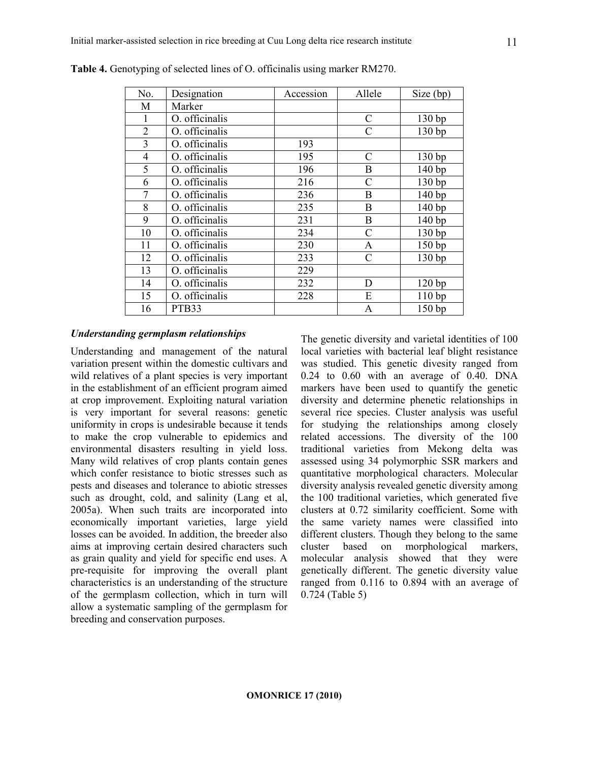**Table 4.** Genotyping of selected lines of O. officinalis using marker RM270.

| No. | Designation | Accession | Allele | Size (bp) |
|---|---|---|---|---|
| M | Marker | | | |
| 1 | O. officinalis | | C | 130 bp |
| 2 | O. officinalis | | C | 130 bp |
| 3 | O. officinalis | 193 | | |
| 4 | O. officinalis | 195 | C | 130 bp |
| 5 | O. officinalis | 196 | B | 140 bp |
| 6 | O. officinalis | 216 | C | 130 bp |
| 7 | O. officinalis | 236 | B | 140 bp |
| 8 | O. officinalis | 235 | B | 140 bp |
| 9 | O. officinalis | 231 | B | 140 bp |
| 10 | O. officinalis | 234 | C | 130 bp |
| 11 | O. officinalis | 230 | A | 150 bp |
| 12 | O. officinalis | 233 | C | 130 bp |
| 13 | O. officinalis | 229 | | |
| 14 | O. officinalis | 232 | D | 120 bp |
| 15 | O. officinalis | 228 | E | 110 bp |
| 16 | PTB33 | | A | 150 bp |

### *Understanding germplasm relationships*

Understanding and management of the natural variation present within the domestic cultivars and wild relatives of a plant species is very important in the establishment of an efficient program aimed at crop improvement. Exploiting natural variation is very important for several reasons: genetic uniformity in crops is undesirable because it tends to make the crop vulnerable to epidemics and environmental disasters resulting in yield loss. Many wild relatives of crop plants contain genes which confer resistance to biotic stresses such as pests and diseases and tolerance to abiotic stresses such as drought, cold, and salinity (Lang et al, 2005a). When such traits are incorporated into economically important varieties, large yield losses can be avoided. In addition, the breeder also aims at improving certain desired characters such as grain quality and yield for specific end uses. A pre-requisite for improving the overall plant characteristics is an understanding of the structure of the germplasm collection, which in turn will allow a systematic sampling of the germplasm for breeding and conservation purposes.

The genetic diversity and varietal identities of 100 local varieties with bacterial leaf blight resistance was studied. This genetic divesity ranged from 0.24 to 0.60 with an average of 0.40. DNA markers have been used to quantify the genetic diversity and determine phenetic relationships in several rice species. Cluster analysis was useful for studying the relationships among closely related accessions. The diversity of the 100 traditional varieties from Mekong delta was assessed using 34 polymorphic SSR markers and quantitative morphological characters. Molecular diversity analysis revealed genetic diversity among the 100 traditional varieties, which generated five clusters at 0.72 similarity coefficient. Some with the same variety names were classified into different clusters. Though they belong to the same cluster based on morphological markers, molecular analysis showed that they were genetically different. The genetic diversity value ranged from 0.116 to 0.894 with an average of 0.724 (Table 5)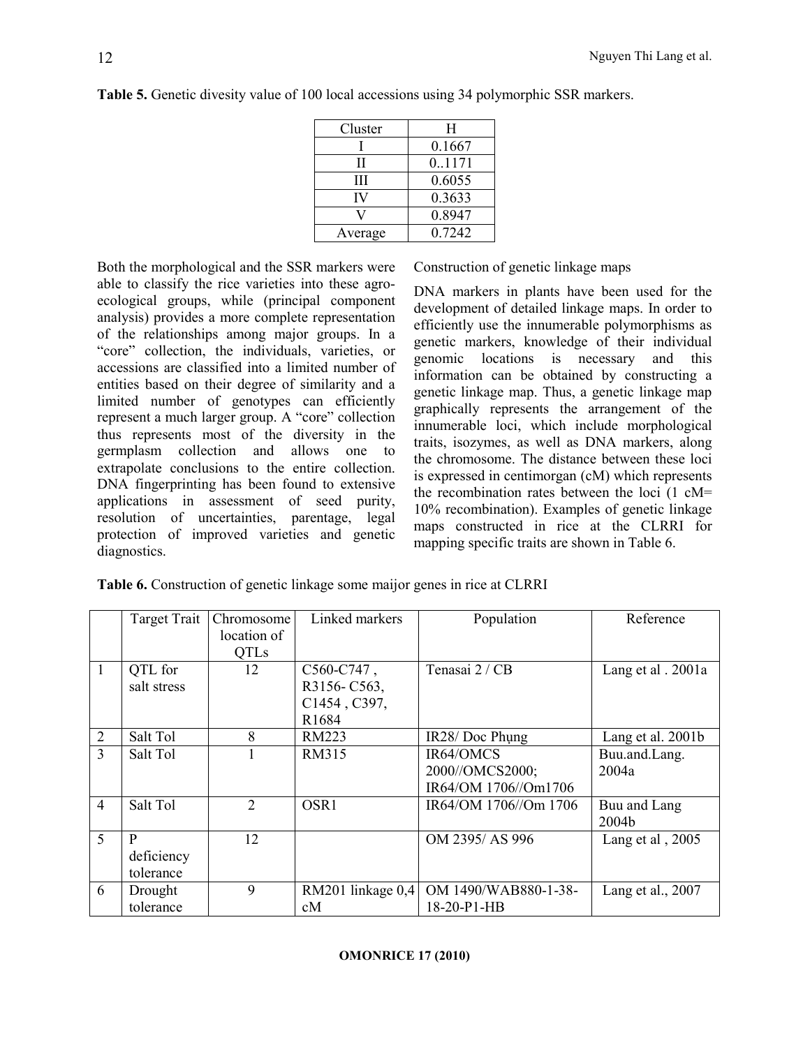**Table 5.** Genetic divesity value of 100 local accessions using 34 polymorphic SSR markers.

| Cluster | H |
|---|---|
| I | 0.1667 |
| II | 0..1171 |
| III | 0.6055 |
| IV | 0.3633 |
| V | 0.8947 |
| Average | 0.7242 |

Both the morphological and the SSR markers were able to classify the rice varieties into these agro-ecological groups, while (principal component analysis) provides a more complete representation of the relationships among major groups. In a "core" collection, the individuals, varieties, or accessions are classified into a limited number of entities based on their degree of similarity and a limited number of genotypes can efficiently represent a much larger group. A "core" collection thus represents most of the diversity in the germplasm collection and allows one to extrapolate conclusions to the entire collection. DNA fingerprinting has been found to extensive applications in assessment of seed purity, resolution of uncertainties, parentage, legal protection of improved varieties and genetic diagnostics.

Construction of genetic linkage maps

DNA markers in plants have been used for the development of detailed linkage maps. In order to efficiently use the innumerable polymorphisms as genetic markers, knowledge of their individual genomic locations is necessary and this information can be obtained by constructing a genetic linkage map. Thus, a genetic linkage map graphically represents the arrangement of the innumerable loci, which include morphological traits, isozymes, as well as DNA markers, along the chromosome. The distance between these loci is expressed in centimorgan (cM) which represents the recombination rates between the loci (1 cM= 10% recombination). Examples of genetic linkage maps constructed in rice at the CLRRI for mapping specific traits are shown in Table 6.

**Table 6.** Construction of genetic linkage some maijor genes in rice at CLRRI

| | Target Trait | Chromosome location of QTLs | Linked markers | Population | Reference |
|---|---|---|---|---|---|
| 1 | QTL for salt stress | 12 | C560-C747 , R3156- C563, C1454 , C397, R1684 | Tenasai 2 / CB | Lang et al . 2001a |
| 2 | Salt Tol | 8 | RM223 | IR28/ Doc Phụng | Lang et al. 2001b |
| 3 | Salt Tol | 1 | RM315 | IR64/OMCS 2000//OMCS2000; IR64/OM 1706//Om1706 | Buu.and.Lang. 2004a |
| 4 | Salt Tol | 2 | OSR1 | IR64/OM 1706//Om 1706 | Buu and Lang 2004b |
| 5 | P deficiency tolerance | 12 | | OM 2395/ AS 996 | Lang et al , 2005 |
| 6 | Drought tolerance | 9 | RM201 linkage 0,4 cM | OM 1490/WAB880-1-38-18-20-P1-HB | Lang et al., 2007 |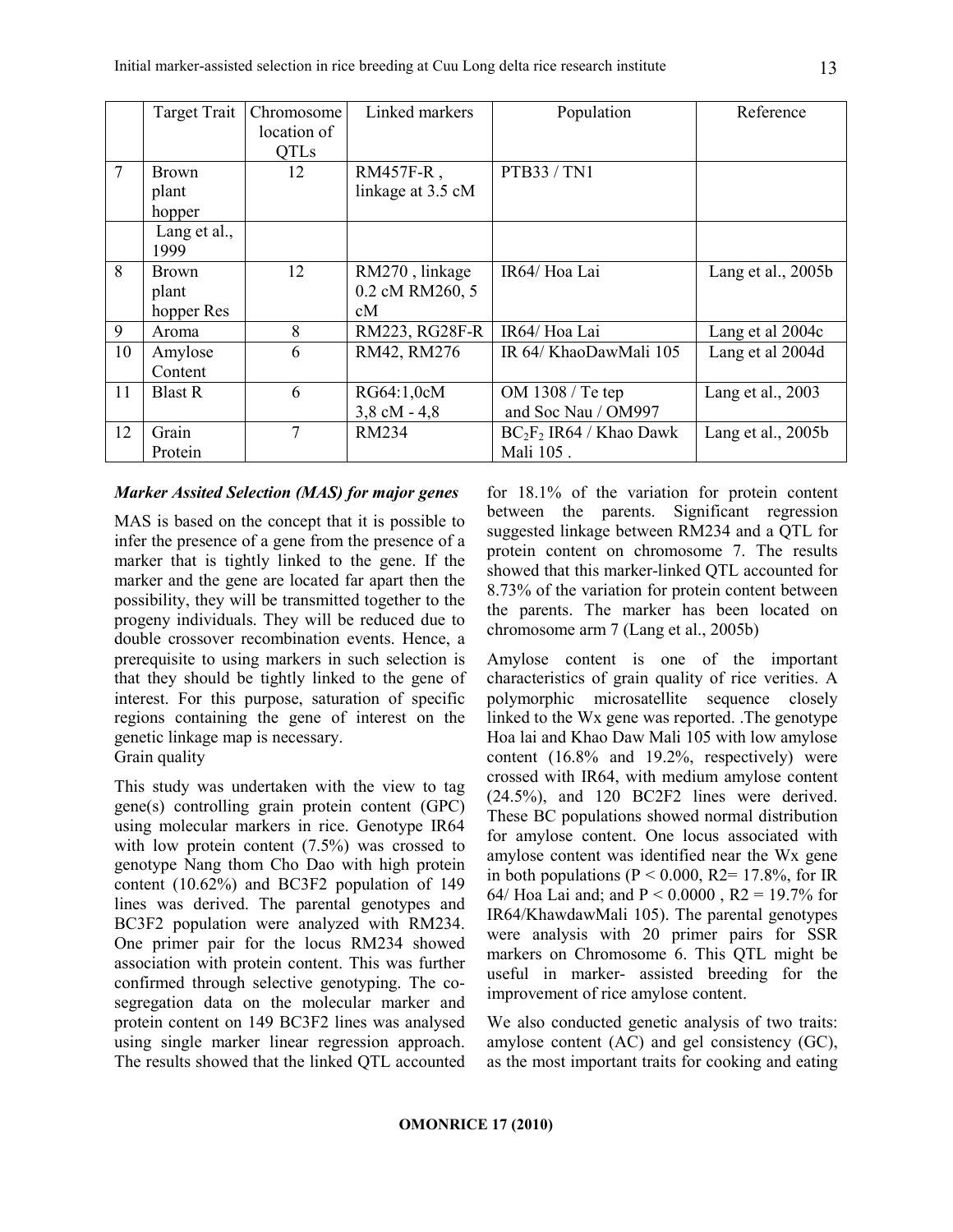| | Target Trait | Chromosome location of QTLs | Linked markers | Population | Reference |
|---|---|---|---|---|---|
| 7 | Brown plant hopper | 12 | RM457F-R , linkage at 3.5 cM | PTB33 / TN1 | |
| | Lang et al., 1999 | | | | |
| 8 | Brown plant hopper Res | 12 | RM270 , linkage 0.2 cM RM260, 5 cM | IR64/ Hoa Lai | Lang et al., 2005b |
| 9 | Aroma | 8 | RM223, RG28F-R | IR64/ Hoa Lai | Lang et al 2004c |
| 10 | Amylose Content | 6 | RM42, RM276 | IR 64/ KhaoDawMali 105 | Lang et al 2004d |
| 11 | Blast R | 6 | RG64:1,0cM 3,8 cM - 4,8 | OM 1308 / Te tep and Soc Nau / OM997 | Lang et al., 2003 |
| 12 | Grain Protein | 7 | RM234 | $BC_2F_2$ IR64 / Khao Dawk Mali 105 . | Lang et al., 2005b |

***Marker Assited Selection (MAS) for major genes***

MAS is based on the concept that it is possible to infer the presence of a gene from the presence of a marker that is tightly linked to the gene. If the marker and the gene are located far apart then the possibility, they will be transmitted together to the progeny individuals. They will be reduced due to double crossover recombination events. Hence, a prerequisite to using markers in such selection is that they should be tightly linked to the gene of interest. For this purpose, saturation of specific regions containing the gene of interest on the genetic linkage map is necessary.

Grain quality

This study was undertaken with the view to tag gene(s) controlling grain protein content (GPC) using molecular markers in rice. Genotype IR64 with low protein content (7.5%) was crossed to genotype Nang thom Cho Dao with high protein content (10.62%) and BC3F2 population of 149 lines was derived. The parental genotypes and BC3F2 population were analyzed with RM234. One primer pair for the locus RM234 showed association with protein content. This was further confirmed through selective genotyping. The co-segregation data on the molecular marker and protein content on 149 BC3F2 lines was analysed using single marker linear regression approach. The results showed that the linked QTL accounted for 18.1% of the variation for protein content between the parents. Significant regression suggested linkage between RM234 and a QTL for protein content on chromosome 7. The results showed that this marker-linked QTL accounted for 8.73% of the variation for protein content between the parents. The marker has been located on chromosome arm 7 (Lang et al., 2005b)

Amylose content is one of the important characteristics of grain quality of rice verities. A polymorphic microsatellite sequence closely linked to the Wx gene was reported. .The genotype Hoa lai and Khao Daw Mali 105 with low amylose content (16.8% and 19.2%, respectively) were crossed with IR64, with medium amylose content (24.5%), and 120 BC2F2 lines were derived. These BC populations showed normal distribution for amylose content. One locus associated with amylose content was identified near the Wx gene in both populations ($P < 0.000$, $R2= 17.8\%$, for IR 64/ Hoa Lai and; and $P < 0.0000$ , $R2 = 19.7\%$ for IR64/KhawdawMali 105). The parental genotypes were analysis with 20 primer pairs for SSR markers on Chromosome 6. This QTL might be useful in marker- assisted breeding for the improvement of rice amylose content.

We also conducted genetic analysis of two traits: amylose content (AC) and gel consistency (GC), as the most important traits for cooking and eating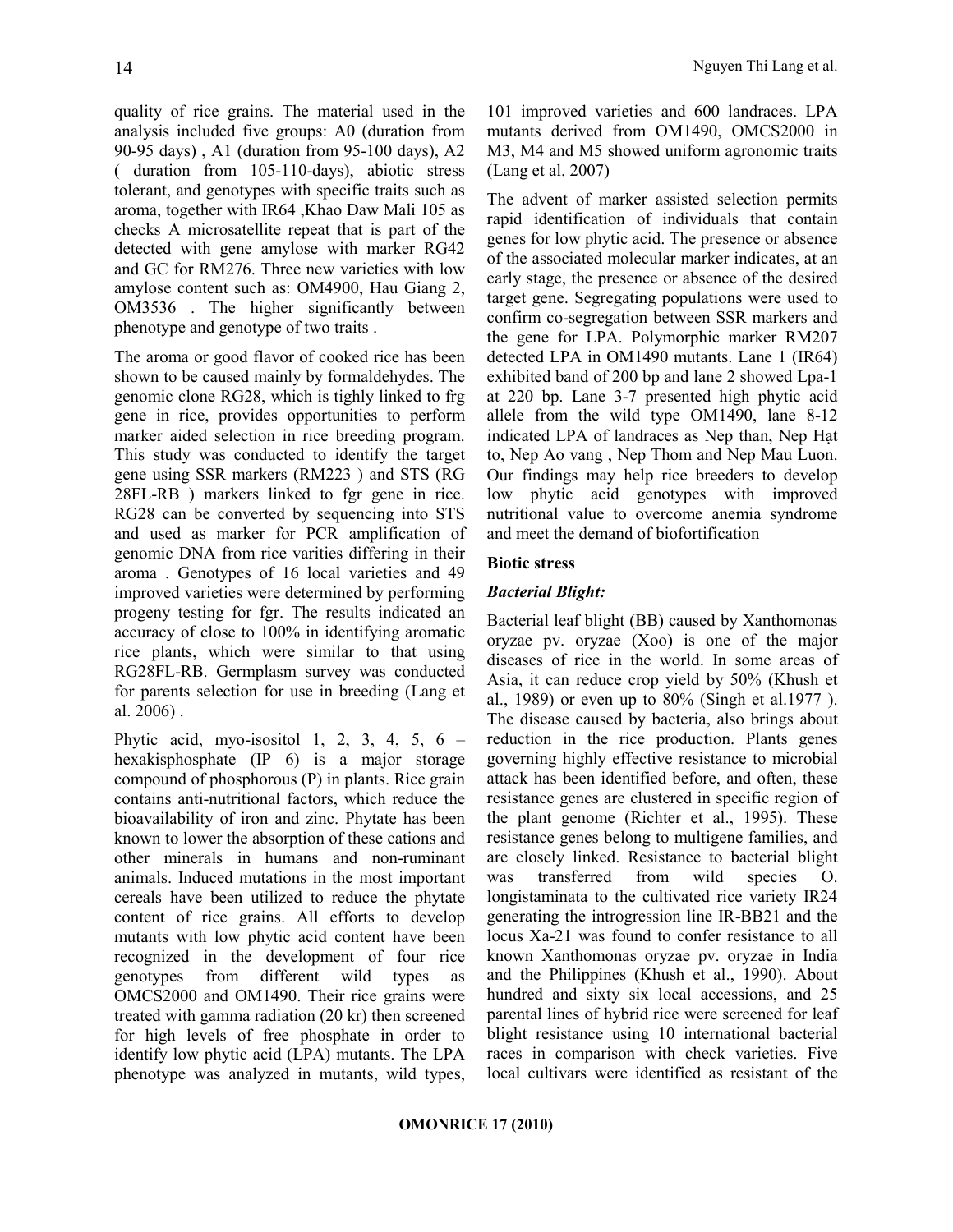quality of rice grains. The material used in the analysis included five groups: A0 (duration from 90-95 days) , A1 (duration from 95-100 days), A2 ( duration from 105-110-days), abiotic stress tolerant, and genotypes with specific traits such as aroma, together with IR64 ,Khao Daw Mali 105 as checks A microsatellite repeat that is part of the detected with gene amylose with marker RG42 and GC for RM276. Three new varieties with low amylose content such as: OM4900, Hau Giang 2, OM3536 . The higher significantly between phenotype and genotype of two traits .

The aroma or good flavor of cooked rice has been shown to be caused mainly by formaldehydes. The genomic clone RG28, which is tighly linked to frg gene in rice, provides opportunities to perform marker aided selection in rice breeding program. This study was conducted to identify the target gene using SSR markers (RM223 ) and STS (RG 28FL-RB ) markers linked to fgr gene in rice. RG28 can be converted by sequencing into STS and used as marker for PCR amplification of genomic DNA from rice varities differing in their aroma . Genotypes of 16 local varieties and 49 improved varieties were determined by performing progeny testing for fgr. The results indicated an accuracy of close to 100% in identifying aromatic rice plants, which were similar to that using RG28FL-RB. Germplasm survey was conducted for parents selection for use in breeding (Lang et al. 2006) .

Phytic acid, myo-isositol 1, 2, 3, 4, 5, 6 – hexakisphosphate (IP 6) is a major storage compound of phosphorous (P) in plants. Rice grain contains anti-nutritional factors, which reduce the bioavailability of iron and zinc. Phytate has been known to lower the absorption of these cations and other minerals in humans and non-ruminant animals. Induced mutations in the most important cereals have been utilized to reduce the phytate content of rice grains. All efforts to develop mutants with low phytic acid content have been recognized in the development of four rice genotypes from different wild types as OMCS2000 and OM1490. Their rice grains were treated with gamma radiation (20 kr) then screened for high levels of free phosphate in order to identify low phytic acid (LPA) mutants. The LPA phenotype was analyzed in mutants, wild types, 101 improved varieties and 600 landraces. LPA mutants derived from OM1490, OMCS2000 in M3, M4 and M5 showed uniform agronomic traits (Lang et al. 2007)

The advent of marker assisted selection permits rapid identification of individuals that contain genes for low phytic acid. The presence or absence of the associated molecular marker indicates, at an early stage, the presence or absence of the desired target gene. Segregating populations were used to confirm co-segregation between SSR markers and the gene for LPA. Polymorphic marker RM207 detected LPA in OM1490 mutants. Lane 1 (IR64) exhibited band of 200 bp and lane 2 showed Lpa-1 at 220 bp. Lane 3-7 presented high phytic acid allele from the wild type OM1490, lane 8-12 indicated LPA of landraces as Nep than, Nep Hạt to, Nep Ao vang , Nep Thom and Nep Mau Luon. Our findings may help rice breeders to develop low phytic acid genotypes with improved nutritional value to overcome anemia syndrome and meet the demand of biofortification

**Biotic stress**

***Bacterial Blight:***

Bacterial leaf blight (BB) caused by Xanthomonas oryzae pv. oryzae (Xoo) is one of the major diseases of rice in the world. In some areas of Asia, it can reduce crop yield by 50% (Khush et al., 1989) or even up to 80% (Singh et al.1977 ). The disease caused by bacteria, also brings about reduction in the rice production. Plants genes governing highly effective resistance to microbial attack has been identified before, and often, these resistance genes are clustered in specific region of the plant genome (Richter et al., 1995). These resistance genes belong to multigene families, and are closely linked. Resistance to bacterial blight was transferred from wild species O. longistaminata to the cultivated rice variety IR24 generating the introgression line IR-BB21 and the locus Xa-21 was found to confer resistance to all known Xanthomonas oryzae pv. oryzae in India and the Philippines (Khush et al., 1990). About hundred and sixty six local accessions, and 25 parental lines of hybrid rice were screened for leaf blight resistance using 10 international bacterial races in comparison with check varieties. Five local cultivars were identified as resistant of the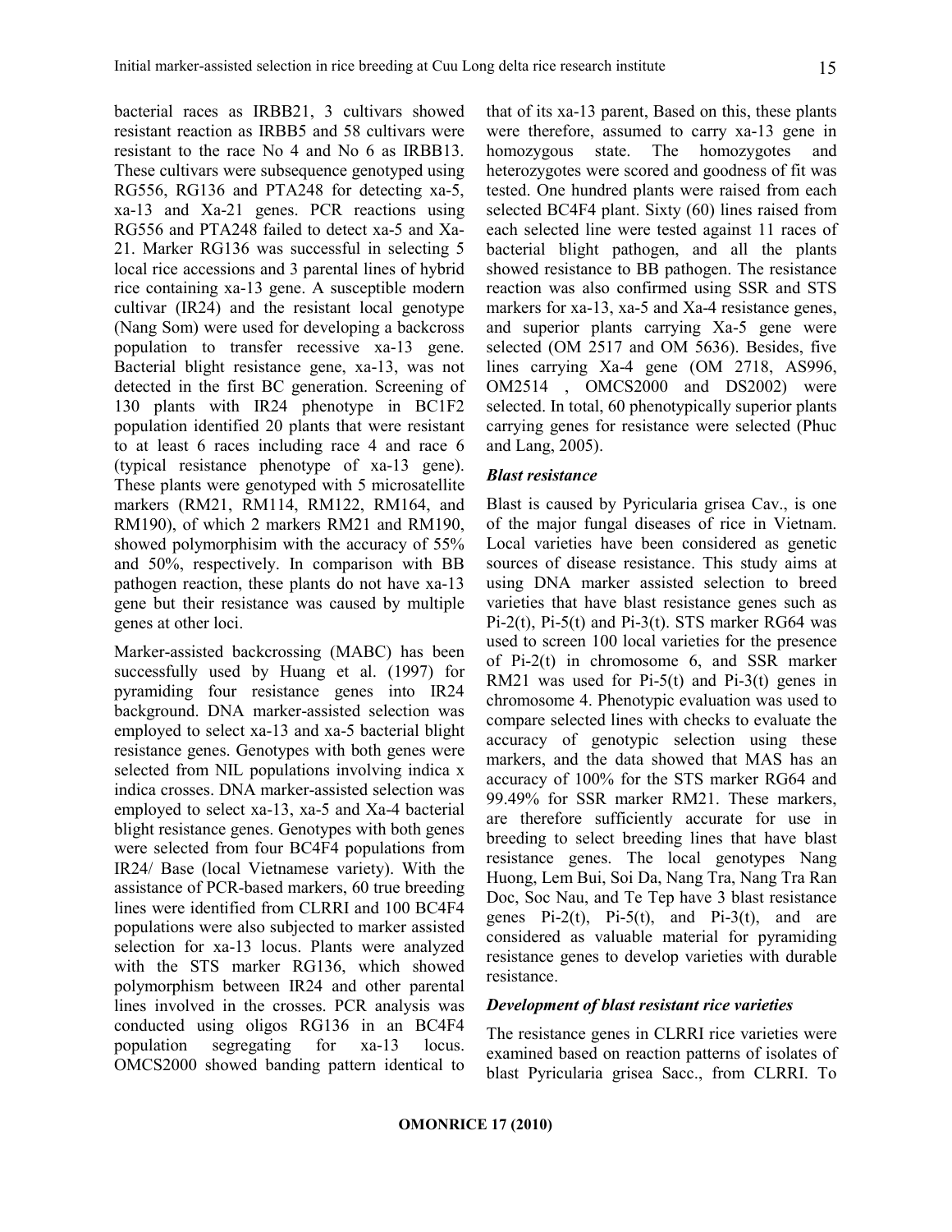bacterial races as IRBB21, 3 cultivars showed resistant reaction as IRBB5 and 58 cultivars were resistant to the race No 4 and No 6 as IRBB13. These cultivars were subsequence genotyped using RG556, RG136 and PTA248 for detecting xa-5, xa-13 and Xa-21 genes. PCR reactions using RG556 and PTA248 failed to detect xa-5 and Xa-21. Marker RG136 was successful in selecting 5 local rice accessions and 3 parental lines of hybrid rice containing xa-13 gene. A susceptible modern cultivar (IR24) and the resistant local genotype (Nang Som) were used for developing a backcross population to transfer recessive xa-13 gene. Bacterial blight resistance gene, xa-13, was not detected in the first BC generation. Screening of 130 plants with IR24 phenotype in BC1F2 population identified 20 plants that were resistant to at least 6 races including race 4 and race 6 (typical resistance phenotype of xa-13 gene). These plants were genotyped with 5 microsatellite markers (RM21, RM114, RM122, RM164, and RM190), of which 2 markers RM21 and RM190, showed polymorphisim with the accuracy of 55% and 50%, respectively. In comparison with BB pathogen reaction, these plants do not have xa-13 gene but their resistance was caused by multiple genes at other loci.

Marker-assisted backcrossing (MABC) has been successfully used by Huang et al. (1997) for pyramiding four resistance genes into IR24 background. DNA marker-assisted selection was employed to select xa-13 and xa-5 bacterial blight resistance genes. Genotypes with both genes were selected from NIL populations involving indica x indica crosses. DNA marker-assisted selection was employed to select xa-13, xa-5 and Xa-4 bacterial blight resistance genes. Genotypes with both genes were selected from four BC4F4 populations from IR24/ Base (local Vietnamese variety). With the assistance of PCR-based markers, 60 true breeding lines were identified from CLRRI and 100 BC4F4 populations were also subjected to marker assisted selection for xa-13 locus. Plants were analyzed with the STS marker RG136, which showed polymorphism between IR24 and other parental lines involved in the crosses. PCR analysis was conducted using oligos RG136 in an BC4F4 population segregating for xa-13 locus. OMCS2000 showed banding pattern identical to that of its xa-13 parent, Based on this, these plants were therefore, assumed to carry xa-13 gene in homozygous state. The homozygotes and heterozygotes were scored and goodness of fit was tested. One hundred plants were raised from each selected BC4F4 plant. Sixty (60) lines raised from each selected line were tested against 11 races of bacterial blight pathogen, and all the plants showed resistance to BB pathogen. The resistance reaction was also confirmed using SSR and STS markers for xa-13, xa-5 and Xa-4 resistance genes, and superior plants carrying Xa-5 gene were selected (OM 2517 and OM 5636). Besides, five lines carrying Xa-4 gene (OM 2718, AS996, OM2514 , OMCS2000 and DS2002) were selected. In total, 60 phenotypically superior plants carrying genes for resistance were selected (Phuc and Lang, 2005).

### *Blast resistance*

Blast is caused by Pyricularia grisea Cav., is one of the major fungal diseases of rice in Vietnam. Local varieties have been considered as genetic sources of disease resistance. This study aims at using DNA marker assisted selection to breed varieties that have blast resistance genes such as Pi-2(t), Pi-5(t) and Pi-3(t). STS marker RG64 was used to screen 100 local varieties for the presence of Pi-2(t) in chromosome 6, and SSR marker RM21 was used for Pi-5(t) and Pi-3(t) genes in chromosome 4. Phenotypic evaluation was used to compare selected lines with checks to evaluate the accuracy of genotypic selection using these markers, and the data showed that MAS has an accuracy of 100% for the STS marker RG64 and 99.49% for SSR marker RM21. These markers, are therefore sufficiently accurate for use in breeding to select breeding lines that have blast resistance genes. The local genotypes Nang Huong, Lem Bui, Soi Da, Nang Tra, Nang Tra Ran Doc, Soc Nau, and Te Tep have 3 blast resistance genes Pi-2(t), Pi-5(t), and Pi-3(t), and are considered as valuable material for pyramiding resistance genes to develop varieties with durable resistance.

### *Development of blast resistant rice varieties*

The resistance genes in CLRRI rice varieties were examined based on reaction patterns of isolates of blast Pyricularia grisea Sacc., from CLRRI. To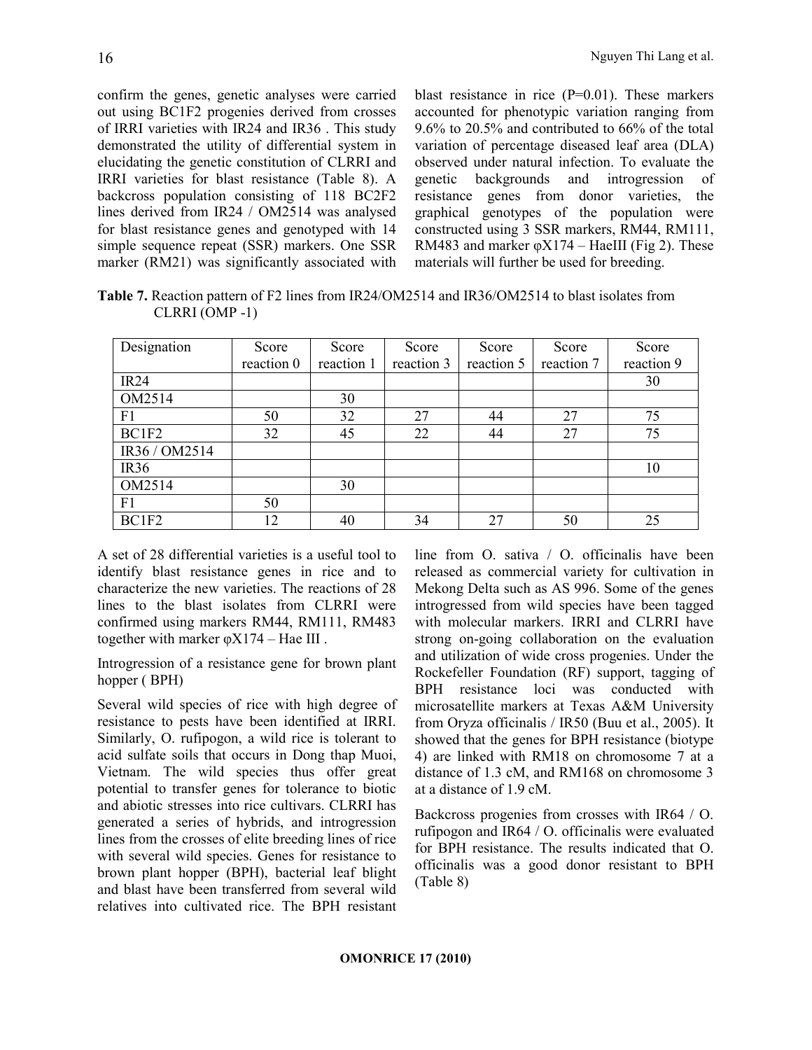confirm the genes, genetic analyses were carried out using BC1F2 progenies derived from crosses of IRRI varieties with IR24 and IR36 . This study demonstrated the utility of differential system in elucidating the genetic constitution of CLRRI and IRRI varieties for blast resistance (Table 8). A backcross population consisting of 118 BC2F2 lines derived from IR24 / OM2514 was analysed for blast resistance genes and genotyped with 14 simple sequence repeat (SSR) markers. One SSR marker (RM21) was significantly associated with blast resistance in rice (P=0.01). These markers accounted for phenotypic variation ranging from 9.6% to 20.5% and contributed to 66% of the total variation of percentage diseased leaf area (DLA) observed under natural infection. To evaluate the genetic backgrounds and introgression of resistance genes from donor varieties, the graphical genotypes of the population were constructed using 3 SSR markers, RM44, RM111, RM483 and marker φX174 – HaeIII (Fig 2). These materials will further be used for breeding.

**Table 7.** Reaction pattern of F2 lines from IR24/OM2514 and IR36/OM2514 to blast isolates from CLRRI (OMP -1)

| Designation | Score reaction 0 | Score reaction 1 | Score reaction 3 | Score reaction 5 | Score reaction 7 | Score reaction 9 |
|---|---|---|---|---|---|---|
| IR24 | | | | | | 30 |
| OM2514 | | 30 | | | | |
| F1 | 50 | 32 | 27 | 44 | 27 | 75 |
| BC1F2 | 32 | 45 | 22 | 44 | 27 | 75 |
| IR36 / OM2514 | | | | | | |
| IR36 | | | | | | 10 |
| OM2514 | | 30 | | | | |
| F1 | 50 | | | | | |
| BC1F2 | 12 | 40 | 34 | 27 | 50 | 25 |

A set of 28 differential varieties is a useful tool to identify blast resistance genes in rice and to characterize the new varieties. The reactions of 28 lines to the blast isolates from CLRRI were confirmed using markers RM44, RM111, RM483 together with marker φX174 – Hae III .

Introgression of a resistance gene for brown plant hopper ( BPH)

Several wild species of rice with high degree of resistance to pests have been identified at IRRI. Similarly, O. rufipogon, a wild rice is tolerant to acid sulfate soils that occurs in Dong thap Muoi, Vietnam. The wild species thus offer great potential to transfer genes for tolerance to biotic and abiotic stresses into rice cultivars. CLRRI has generated a series of hybrids, and introgression lines from the crosses of elite breeding lines of rice with several wild species. Genes for resistance to brown plant hopper (BPH), bacterial leaf blight and blast have been transferred from several wild relatives into cultivated rice. The BPH resistant line from O. sativa / O. officinalis have been released as commercial variety for cultivation in Mekong Delta such as AS 996. Some of the genes introgressed from wild species have been tagged with molecular markers. IRRI and CLRRI have strong on-going collaboration on the evaluation and utilization of wide cross progenies. Under the Rockefeller Foundation (RF) support, tagging of BPH resistance loci was conducted with microsatellite markers at Texas A&M University from Oryza officinalis / IR50 (Buu et al., 2005). It showed that the genes for BPH resistance (biotype 4) are linked with RM18 on chromosome 7 at a distance of 1.3 cM, and RM168 on chromosome 3 at a distance of 1.9 cM.

Backcross progenies from crosses with IR64 / O. rufipogon and IR64 / O. officinalis were evaluated for BPH resistance. The results indicated that O. officinalis was a good donor resistant to BPH (Table 8)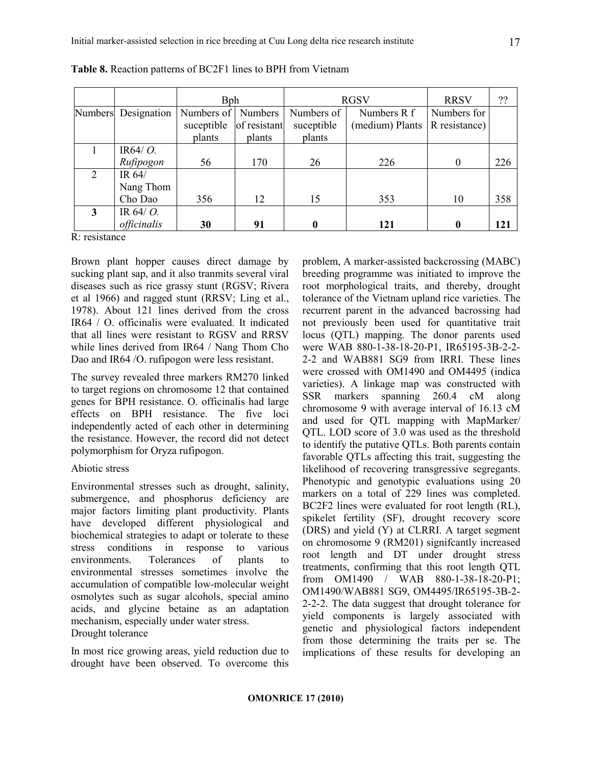**Table 8.** Reaction patterns of BC2F1 lines to BPH from Vietnam

| | | Bph | | RGSV | | RRSV | ?? |
|---|---|---|---|---|---|---|---|
| Numbers | Designation | Numbers of suceptible plants | Numbers of resistant plants | Numbers of suceptible plants | Numbers R f (medium) Plants | Numbers for R resistance) | |
| 1 | IR64/ *O. Rufipogon* | 56 | 170 | 26 | 226 | 0 | 226 |
| 2 | IR 64/ Nang Thom Cho Dao | 356 | 12 | 15 | 353 | 10 | 358 |
| **3** | IR 64/ *O. officinalis* | **30** | **91** | **0** | **121** | **0** | **121** |

R: resistance

Brown plant hopper causes direct damage by sucking plant sap, and it also tranmits several viral diseases such as rice grassy stunt (RGSV; Rivera et al 1966) and ragged stunt (RRSV; Ling et al., 1978). About 121 lines derived from the cross IR64 / O. officinalis were evaluated. It indicated that all lines were resistant to RGSV and RRSV while lines derived from IR64 / Nang Thom Cho Dao and IR64 /O. rufipogon were less resistant.

The survey revealed three markers RM270 linked to target regions on chromosome 12 that contained genes for BPH resistance. O. officinalis had large effects on BPH resistance. The five loci independently acted of each other in determining the resistance. However, the record did not detect polymorphism for Oryza rufipogon.

Abiotic stress

Environmental stresses such as drought, salinity, submergence, and phosphorus deficiency are major factors limiting plant productivity. Plants have developed different physiological and biochemical strategies to adapt or tolerate to these stress conditions in response to various environments. Tolerances of plants to environmental stresses sometimes involve the accumulation of compatible low-molecular weight osmolytes such as sugar alcohols, special amino acids, and glycine betaine as an adaptation mechanism, especially under water stress.

Drought tolerance

In most rice growing areas, yield reduction due to drought have been observed. To overcome this problem, A marker-assisted backcrossing (MABC) breeding programme was initiated to improve the root morphological traits, and thereby, drought tolerance of the Vietnam upland rice varieties. The recurrent parent in the advanced bacrossing had not previously been used for quantitative trait locus (QTL) mapping. The donor parents used were WAB 880-1-38-18-20-P1, IR65195-3B-2-2-2-2 and WAB881 SG9 from IRRI. These lines were crossed with OM1490 and OM4495 (indica varieties). A linkage map was constructed with SSR markers spanning 260.4 cM along chromosome 9 with average interval of 16.13 cM and used for QTL mapping with MapMarker/ QTL. LOD score of 3.0 was used as the threshold to identify the putative QTLs. Both parents contain favorable QTLs affecting this trait, suggesting the likelihood of recovering transgressive segregants. Phenotypic and genotypic evaluations using 20 markers on a total of 229 lines was completed. BC2F2 lines were evaluated for root length (RL), spikelet fertility (SF), drought recovery score (DRS) and yield (Y) at CLRRI. A target segment on chromosome 9 (RM201) signifcantly increased root length and DT under drought stress treatments, confirming that this root length QTL from OM1490 / WAB 880-1-38-18-20-P1; OM1490/WAB881 SG9, OM4495/IR65195-3B-2-2-2-2. The data suggest that drought tolerance for yield components is largely associated with genetic and physiological factors independent from those determining the traits per se. The implications of these results for developing an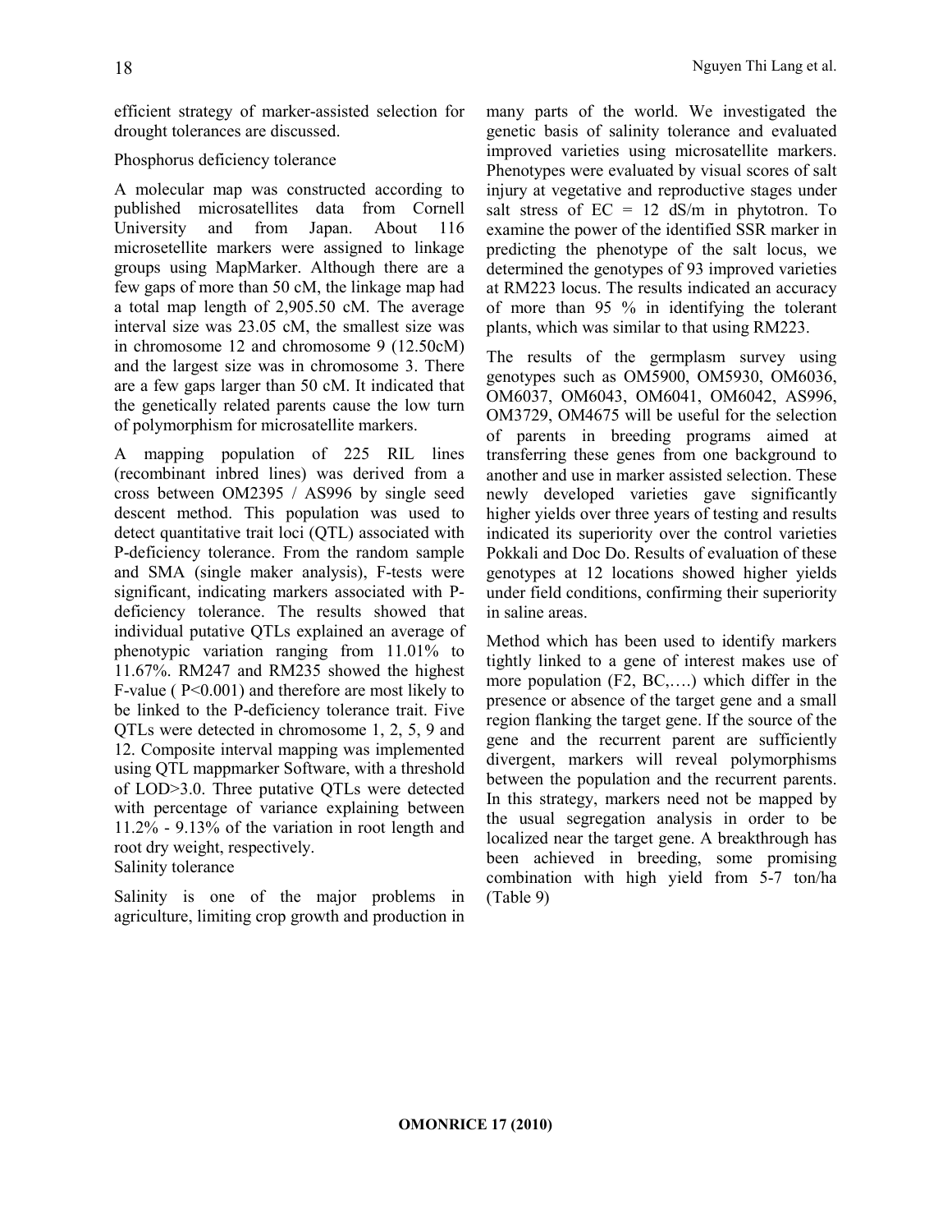efficient strategy of marker-assisted selection for drought tolerances are discussed.

### Phosphorus deficiency tolerance

A molecular map was constructed according to published microsatellites data from Cornell University and from Japan. About 116 microsetellite markers were assigned to linkage groups using MapMarker. Although there are a few gaps of more than 50 cM, the linkage map had a total map length of 2,905.50 cM. The average interval size was 23.05 cM, the smallest size was in chromosome 12 and chromosome 9 (12.50cM) and the largest size was in chromosome 3. There are a few gaps larger than 50 cM. It indicated that the genetically related parents cause the low turn of polymorphism for microsatellite markers.

A mapping population of 225 RIL lines (recombinant inbred lines) was derived from a cross between OM2395 / AS996 by single seed descent method. This population was used to detect quantitative trait loci (QTL) associated with P-deficiency tolerance. From the random sample and SMA (single maker analysis), F-tests were significant, indicating markers associated with P-deficiency tolerance. The results showed that individual putative QTLs explained an average of phenotypic variation ranging from 11.01% to 11.67%. RM247 and RM235 showed the highest F-value ( $P<0.001$) and therefore are most likely to be linked to the P-deficiency tolerance trait. Five QTLs were detected in chromosome 1, 2, 5, 9 and 12. Composite interval mapping was implemented using QTL mappmarker Software, with a threshold of LOD>3.0. Three putative QTLs were detected with percentage of variance explaining between 11.2% - 9.13% of the variation in root length and root dry weight, respectively.

### Salinity tolerance

Salinity is one of the major problems in agriculture, limiting crop growth and production in many parts of the world. We investigated the genetic basis of salinity tolerance and evaluated improved varieties using microsatellite markers. Phenotypes were evaluated by visual scores of salt injury at vegetative and reproductive stages under salt stress of EC = 12 dS/m in phytotron. To examine the power of the identified SSR marker in predicting the phenotype of the salt locus, we determined the genotypes of 93 improved varieties at RM223 locus. The results indicated an accuracy of more than 95 % in identifying the tolerant plants, which was similar to that using RM223.

The results of the germplasm survey using genotypes such as OM5900, OM5930, OM6036, OM6037, OM6043, OM6041, OM6042, AS996, OM3729, OM4675 will be useful for the selection of parents in breeding programs aimed at transferring these genes from one background to another and use in marker assisted selection. These newly developed varieties gave significantly higher yields over three years of testing and results indicated its superiority over the control varieties Pokkali and Doc Do. Results of evaluation of these genotypes at 12 locations showed higher yields under field conditions, confirming their superiority in saline areas.

Method which has been used to identify markers tightly linked to a gene of interest makes use of more population (F2, BC,….) which differ in the presence or absence of the target gene and a small region flanking the target gene. If the source of the gene and the recurrent parent are sufficiently divergent, markers will reveal polymorphisms between the population and the recurrent parents. In this strategy, markers need not be mapped by the usual segregation analysis in order to be localized near the target gene. A breakthrough has been achieved in breeding, some promising combination with high yield from 5-7 ton/ha (Table 9)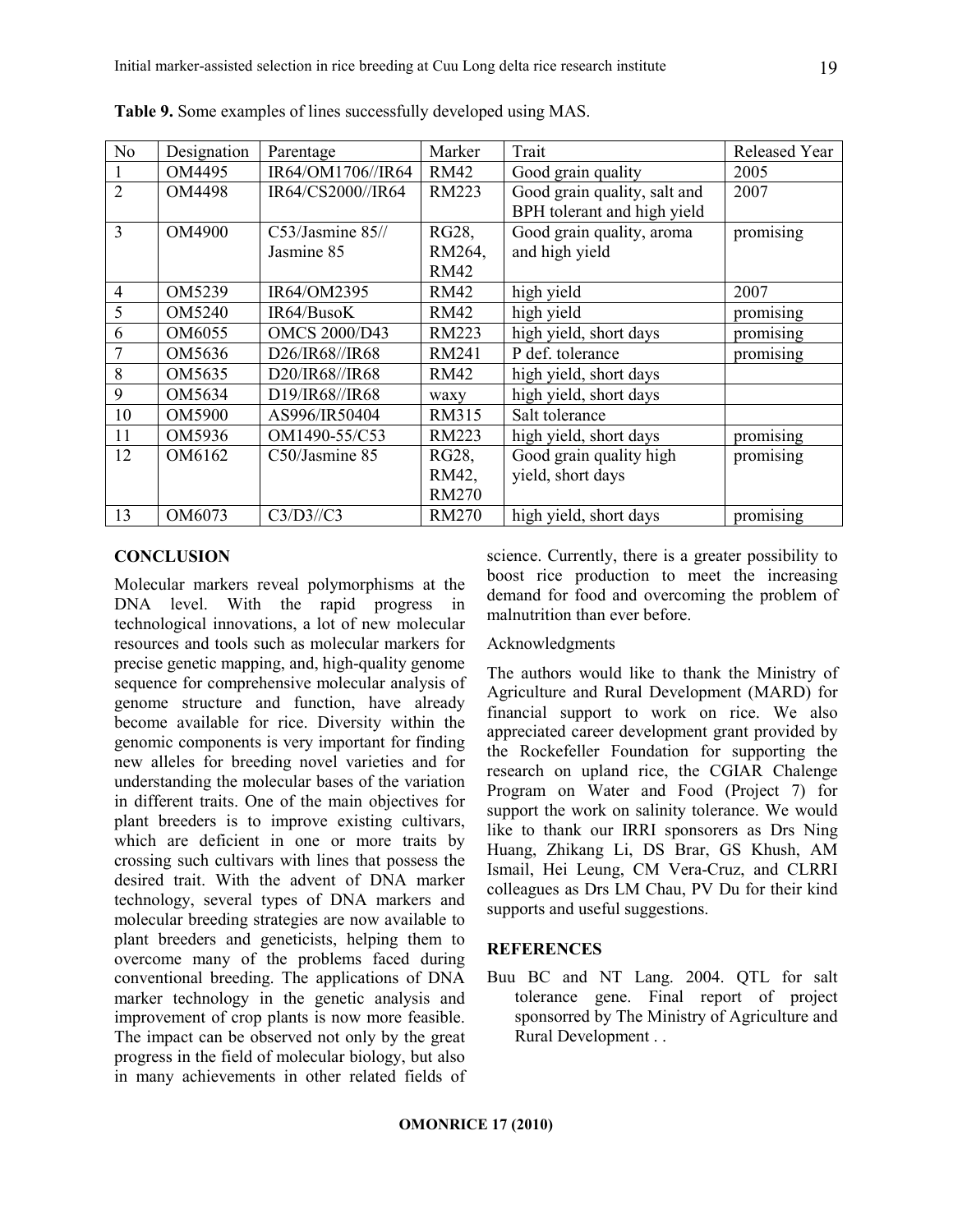**Table 9.** Some examples of lines successfully developed using MAS.

| No | Designation | Parentage | Marker | Trait | Released Year |
|---|---|---|---|---|---|
| 1 | OM4495 | IR64/OM1706//IR64 | RM42 | Good grain quality | 2005 |
| 2 | OM4498 | IR64/CS2000//IR64 | RM223 | Good grain quality, salt and BPH tolerant and high yield | 2007 |
| 3 | OM4900 | C53/Jasmine 85// Jasmine 85 | RG28, RM264, RM42 | Good grain quality, aroma and high yield | promising |
| 4 | OM5239 | IR64/OM2395 | RM42 | high yield | 2007 |
| 5 | OM5240 | IR64/BusoK | RM42 | high yield | promising |
| 6 | OM6055 | OMCS 2000/D43 | RM223 | high yield, short days | promising |
| 7 | OM5636 | D26/IR68//IR68 | RM241 | P def. tolerance | promising |
| 8 | OM5635 | D20/IR68//IR68 | RM42 | high yield, short days | |
| 9 | OM5634 | D19/IR68//IR68 | waxy | high yield, short days | |
| 10 | OM5900 | AS996/IR50404 | RM315 | Salt tolerance | |
| 11 | OM5936 | OM1490-55/C53 | RM223 | high yield, short days | promising |
| 12 | OM6162 | C50/Jasmine 85 | RG28, RM42, RM270 | Good grain quality high yield, short days | promising |
| 13 | OM6073 | C3/D3//C3 | RM270 | high yield, short days | promising |

## CONCLUSION

Molecular markers reveal polymorphisms at the DNA level. With the rapid progress in technological innovations, a lot of new molecular resources and tools such as molecular markers for precise genetic mapping, and, high-quality genome sequence for comprehensive molecular analysis of genome structure and function, have already become available for rice. Diversity within the genomic components is very important for finding new alleles for breeding novel varieties and for understanding the molecular bases of the variation in different traits. One of the main objectives for plant breeders is to improve existing cultivars, which are deficient in one or more traits by crossing such cultivars with lines that possess the desired trait. With the advent of DNA marker technology, several types of DNA markers and molecular breeding strategies are now available to plant breeders and geneticists, helping them to overcome many of the problems faced during conventional breeding. The applications of DNA marker technology in the genetic analysis and improvement of crop plants is now more feasible. The impact can be observed not only by the great progress in the field of molecular biology, but also in many achievements in other related fields of science. Currently, there is a greater possibility to boost rice production to meet the increasing demand for food and overcoming the problem of malnutrition than ever before.

Acknowledgments

The authors would like to thank the Ministry of Agriculture and Rural Development (MARD) for financial support to work on rice. We also appreciated career development grant provided by the Rockefeller Foundation for supporting the research on upland rice, the CGIAR Chalenge Program on Water and Food (Project 7) for support the work on salinity tolerance. We would like to thank our IRRI sponsorers as Drs Ning Huang, Zhikang Li, DS Brar, GS Khush, AM Ismail, Hei Leung, CM Vera-Cruz, and CLRRI colleagues as Drs LM Chau, PV Du for their kind supports and useful suggestions.

## REFERENCES

Buu BC and NT Lang. 2004. QTL for salt tolerance gene. Final report of project sponsorred by The Ministry of Agriculture and Rural Development . .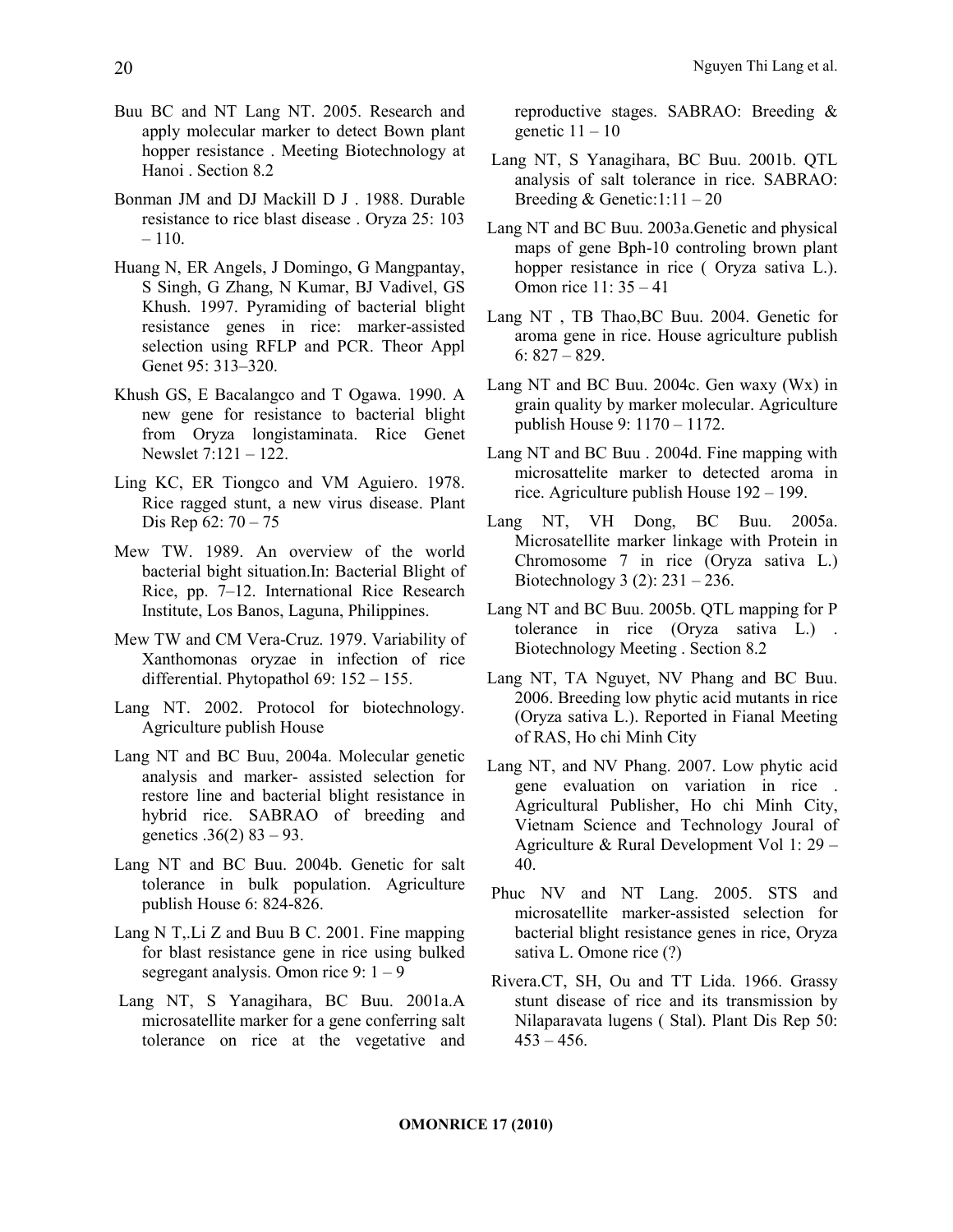Buu BC and NT Lang NT. 2005. Research and apply molecular marker to detect Bown plant hopper resistance . Meeting Biotechnology at Hanoi . Section 8.2

Bonman JM and DJ Mackill D J . 1988. Durable resistance to rice blast disease . Oryza 25: 103 – 110.

Huang N, ER Angels, J Domingo, G Mangpantay, S Singh, G Zhang, N Kumar, BJ Vadivel, GS Khush. 1997. Pyramiding of bacterial blight resistance genes in rice: marker-assisted selection using RFLP and PCR. Theor Appl Genet 95: 313–320.

Khush GS, E Bacalangco and T Ogawa. 1990. A new gene for resistance to bacterial blight from Oryza longistaminata. Rice Genet Newslet 7:121 – 122.

Ling KC, ER Tiongco and VM Aguiero. 1978. Rice ragged stunt, a new virus disease. Plant Dis Rep 62: 70 – 75

Mew TW. 1989. An overview of the world bacterial bight situation.In: Bacterial Blight of Rice, pp. 7–12. International Rice Research Institute, Los Banos, Laguna, Philippines.

Mew TW and CM Vera-Cruz. 1979. Variability of Xanthomonas oryzae in infection of rice differential. Phytopathol 69: 152 – 155.

Lang NT. 2002. Protocol for biotechnology. Agriculture publish House

Lang NT and BC Buu, 2004a. Molecular genetic analysis and marker- assisted selection for restore line and bacterial blight resistance in hybrid rice. SABRAO of breeding and genetics .36(2) 83 – 93.

Lang NT and BC Buu. 2004b. Genetic for salt tolerance in bulk population. Agriculture publish House 6: 824-826.

Lang N T,.Li Z and Buu B C. 2001. Fine mapping for blast resistance gene in rice using bulked segregant analysis. Omon rice 9: 1 – 9

Lang NT, S Yanagihara, BC Buu. 2001a.A microsatellite marker for a gene conferring salt tolerance on rice at the vegetative and reproductive stages. SABRAO: Breeding & genetic 11 – 10

Lang NT, S Yanagihara, BC Buu. 2001b. QTL analysis of salt tolerance in rice. SABRAO: Breeding & Genetic:1:11 – 20

Lang NT and BC Buu. 2003a.Genetic and physical maps of gene Bph-10 controling brown plant hopper resistance in rice ( Oryza sativa L.). Omon rice 11: 35 – 41

Lang NT , TB Thao,BC Buu. 2004. Genetic for aroma gene in rice. House agriculture publish 6: 827 – 829.

Lang NT and BC Buu. 2004c. Gen waxy (Wx) in grain quality by marker molecular. Agriculture publish House 9: 1170 – 1172.

Lang NT and BC Buu . 2004d. Fine mapping with microsattelite marker to detected aroma in rice. Agriculture publish House 192 – 199.

Lang NT, VH Dong, BC Buu. 2005a. Microsatellite marker linkage with Protein in Chromosome 7 in rice (Oryza sativa L.) Biotechnology 3 (2): 231 – 236.

Lang NT and BC Buu. 2005b. QTL mapping for P tolerance in rice (Oryza sativa L.) . Biotechnology Meeting . Section 8.2

Lang NT, TA Nguyet, NV Phang and BC Buu. 2006. Breeding low phytic acid mutants in rice (Oryza sativa L.). Reported in Fianal Meeting of RAS, Ho chi Minh City

Lang NT, and NV Phang. 2007. Low phytic acid gene evaluation on variation in rice . Agricultural Publisher, Ho chi Minh City, Vietnam Science and Technology Joural of Agriculture & Rural Development Vol 1: 29 – 40.

Phuc NV and NT Lang. 2005. STS and microsatellite marker-assisted selection for bacterial blight resistance genes in rice, Oryza sativa L. Omone rice (?)

Rivera.CT, SH, Ou and TT Lida. 1966. Grassy stunt disease of rice and its transmission by Nilaparavata lugens ( Stal). Plant Dis Rep 50: 453 – 456.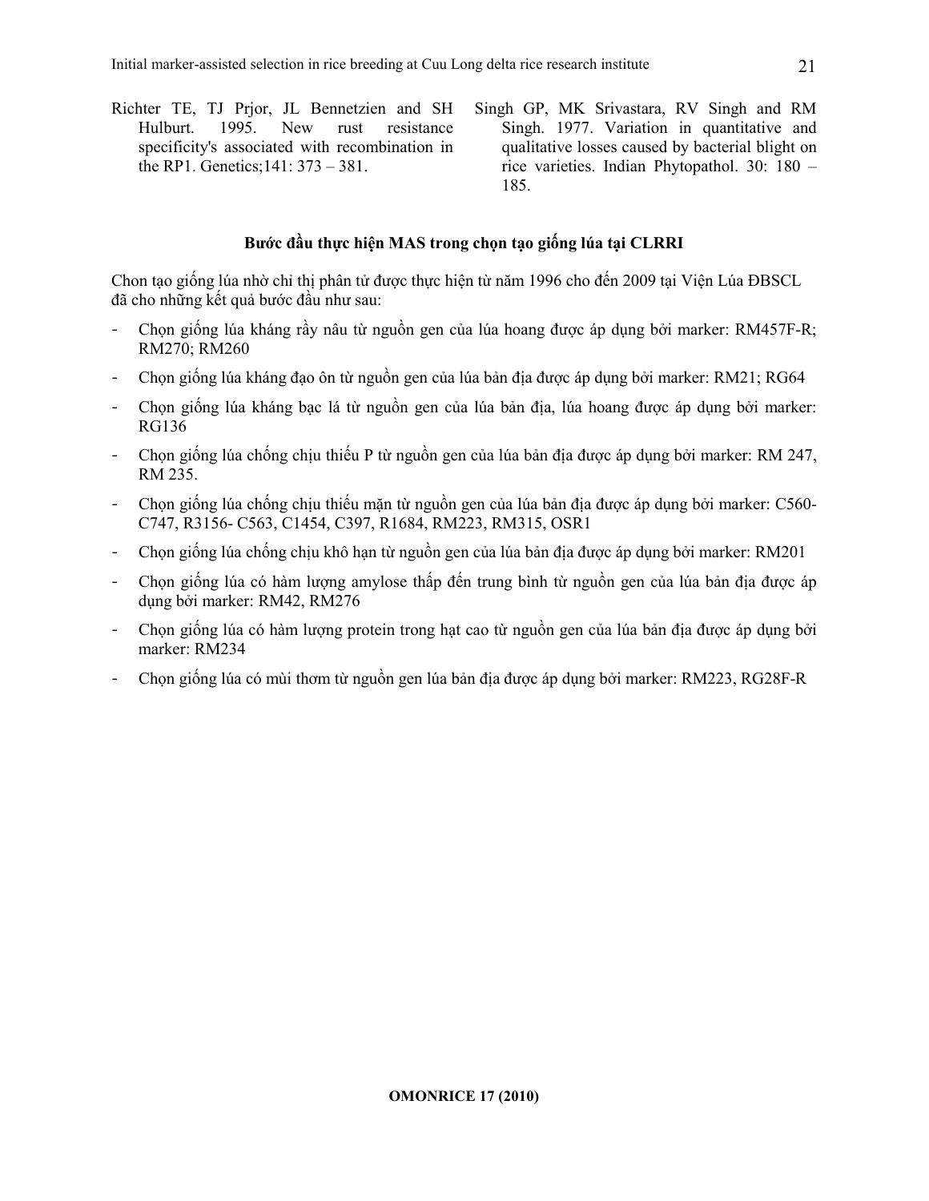Richter TE, TJ Prjor, JL Bennetzien and SH Hulburt. 1995. New rust resistance specificity's associated with recombination in the RP1. Genetics;141: 373 – 381.

Singh GP, MK Srivastara, RV Singh and RM Singh. 1977. Variation in quantitative and qualitative losses caused by bacterial blight on rice varieties. Indian Phytopathol. 30: 180 – 185.

**Bước đầu thực hiện MAS trong chọn tạo giống lúa tại CLRRI**

Chon tạo giống lúa nhờ chỉ thị phân tử được thực hiện từ năm 1996 cho đến 2009 tại Viện Lúa ĐBSCL đã cho những kết quả bước đầu như sau:

- Chọn giống lúa kháng rầy nâu từ nguồn gen của lúa hoang được áp dụng bởi marker: RM457F-R; RM270; RM260
- Chọn giống lúa kháng đạo ôn từ nguồn gen của lúa bản địa được áp dụng bởi marker: RM21; RG64
- Chọn giống lúa kháng bạc lá từ nguồn gen của lúa bản địa, lúa hoang được áp dụng bởi marker: RG136
- Chọn giống lúa chống chịu thiếu P từ nguồn gen của lúa bản địa được áp dụng bởi marker: RM 247, RM 235.
- Chọn giống lúa chống chịu thiếu mặn từ nguồn gen của lúa bản địa được áp dụng bởi marker: C560-C747, R3156- C563, C1454, C397, R1684, RM223, RM315, OSR1
- Chọn giống lúa chống chịu khô hạn từ nguồn gen của lúa bản địa được áp dụng bởi marker: RM201
- Chọn giống lúa có hàm lượng amylose thấp đến trung bình từ nguồn gen của lúa bản địa được áp dụng bởi marker: RM42, RM276
- Chọn giống lúa có hàm lượng protein trong hạt cao từ nguồn gen của lúa bản địa được áp dụng bởi marker: RM234
- Chọn giống lúa có mùi thơm từ nguồn gen lúa bản địa được áp dụng bởi marker: RM223, RG28F-R